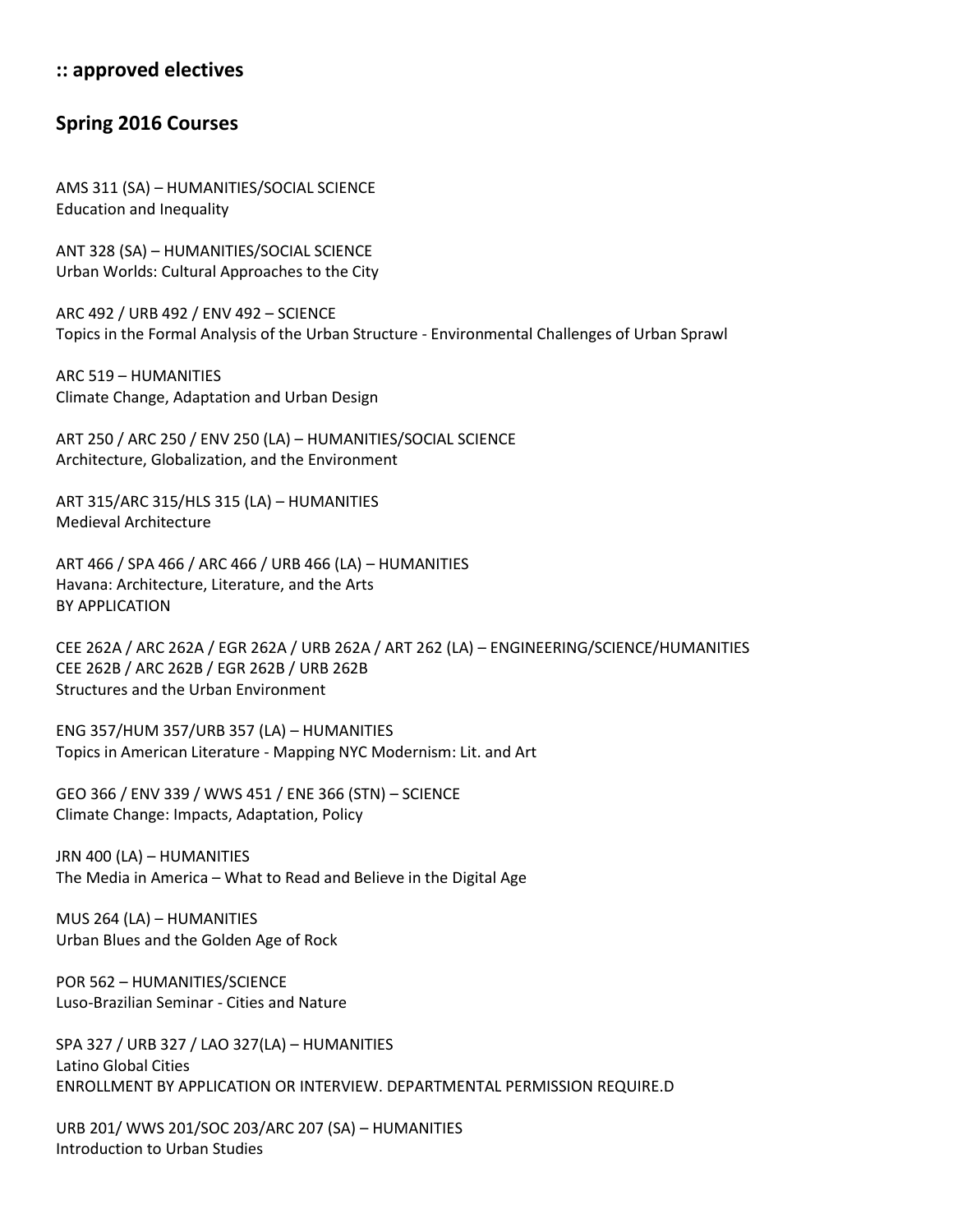## :: approved electives

## Spring 2016 Courses

AMS 311 (SA) – HUMANITIES/SOCIAL SCIENCE
Education and Inequality

ANT 328 (SA) – HUMANITIES/SOCIAL SCIENCE
Urban Worlds: Cultural Approaches to the City

ARC 492 / URB 492 / ENV 492 – SCIENCE
Topics in the Formal Analysis of the Urban Structure - Environmental Challenges of Urban Sprawl

ARC 519 – HUMANITIES
Climate Change, Adaptation and Urban Design

ART 250 / ARC 250 / ENV 250 (LA) – HUMANITIES/SOCIAL SCIENCE
Architecture, Globalization, and the Environment

ART 315/ARC 315/HLS 315 (LA) – HUMANITIES
Medieval Architecture

ART 466 / SPA 466 / ARC 466 / URB 466 (LA) – HUMANITIES
Havana: Architecture, Literature, and the Arts
BY APPLICATION

CEE 262A / ARC 262A / EGR 262A / URB 262A / ART 262 (LA) – ENGINEERING/SCIENCE/HUMANITIES
CEE 262B / ARC 262B / EGR 262B / URB 262B
Structures and the Urban Environment

ENG 357/HUM 357/URB 357 (LA) – HUMANITIES
Topics in American Literature - Mapping NYC Modernism: Lit. and Art

GEO 366 / ENV 339 / WWS 451 / ENE 366 (STN) – SCIENCE
Climate Change: Impacts, Adaptation, Policy

JRN 400 (LA) – HUMANITIES
The Media in America – What to Read and Believe in the Digital Age

MUS 264 (LA) – HUMANITIES
Urban Blues and the Golden Age of Rock

POR 562 – HUMANITIES/SCIENCE
Luso-Brazilian Seminar - Cities and Nature

SPA 327 / URB 327 / LAO 327(LA) – HUMANITIES
Latino Global Cities
ENROLLMENT BY APPLICATION OR INTERVIEW. DEPARTMENTAL PERMISSION REQUIRE.D

URB 201/ WWS 201/SOC 203/ARC 207 (SA) – HUMANITIES
Introduction to Urban Studies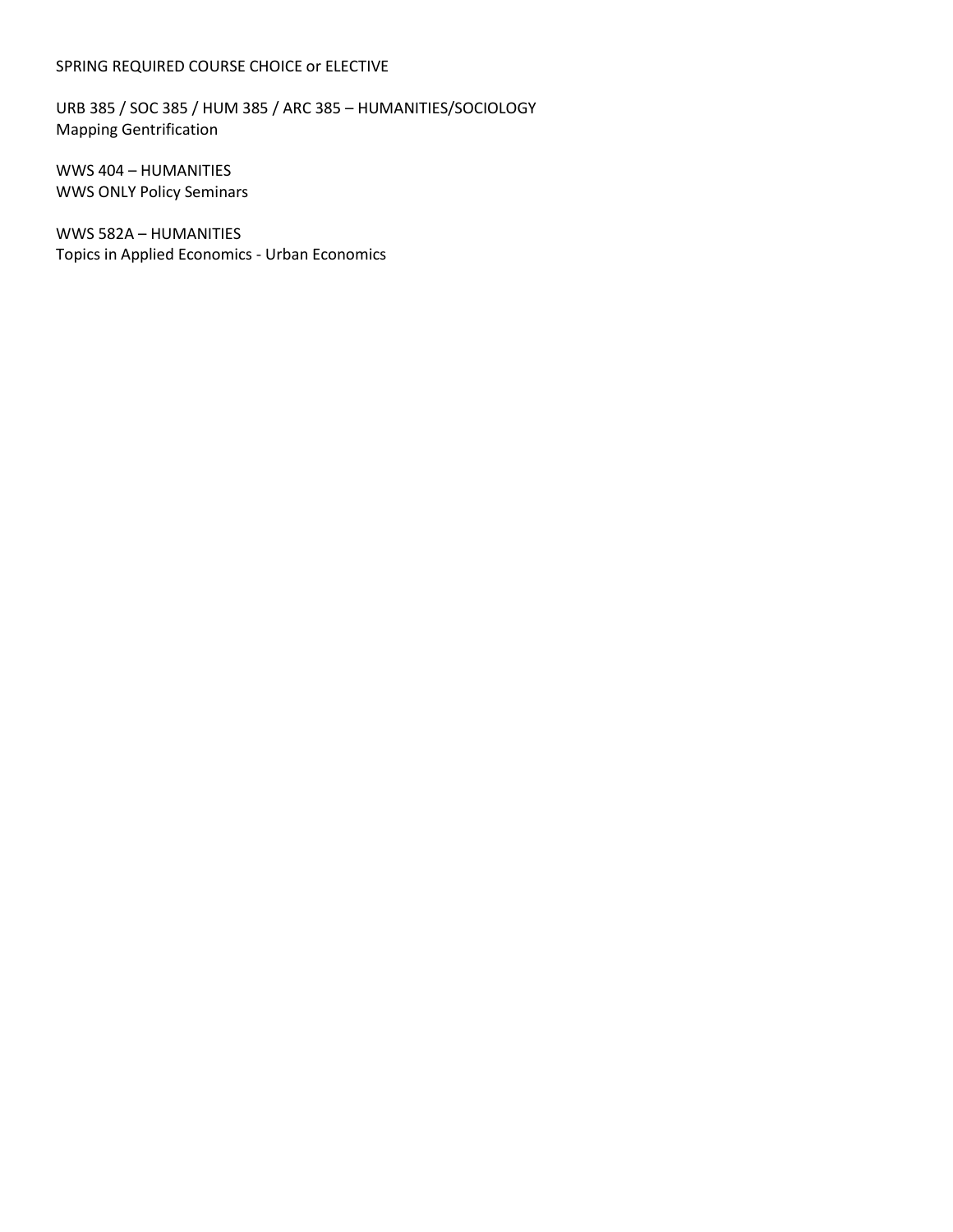SPRING REQUIRED COURSE CHOICE or ELECTIVE

URB 385 / SOC 385 / HUM 385 / ARC 385 – HUMANITIES/SOCIOLOGY
Mapping Gentrification

WWS 404 – HUMANITIES
WWS ONLY Policy Seminars

WWS 582A – HUMANITIES
Topics in Applied Economics - Urban Economics